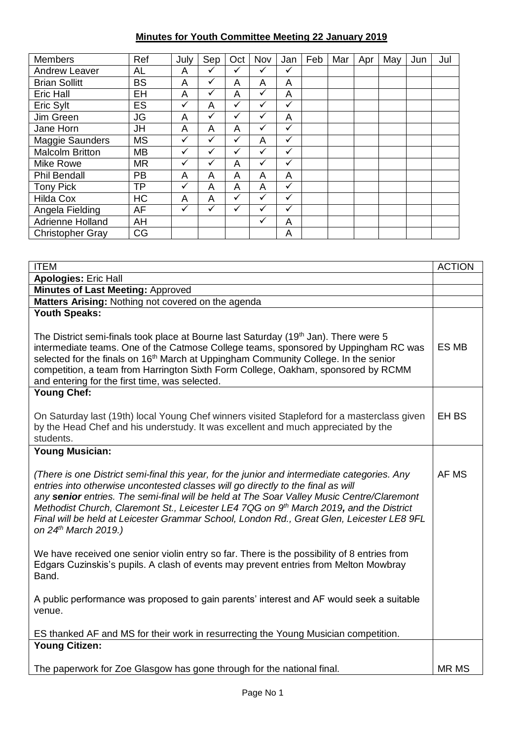# Minutes for Youth Committee Meeting 22 January 2019

| Members | Ref | July | Sep | Oct | Nov | Jan | Feb | Mar | Apr | May | Jun | Jul |
|---|---|---|---|---|---|---|---|---|---|---|---|---|
| Andrew Leaver | AL | A | ✓ | ✓ | ✓ | ✓ | | | | | | |
| Brian Sollitt | BS | A | ✓ | A | A | A | | | | | | |
| Eric Hall | EH | A | ✓ | A | ✓ | A | | | | | | |
| Eric Sylt | ES | ✓ | A | ✓ | ✓ | ✓ | | | | | | |
| Jim Green | JG | A | ✓ | ✓ | ✓ | A | | | | | | |
| Jane Horn | JH | A | A | A | ✓ | ✓ | | | | | | |
| Maggie Saunders | MS | ✓ | ✓ | ✓ | A | ✓ | | | | | | |
| Malcolm Britton | MB | ✓ | ✓ | ✓ | ✓ | ✓ | | | | | | |
| Mike Rowe | MR | ✓ | ✓ | A | ✓ | ✓ | | | | | | |
| Phil Bendall | PB | A | A | A | A | A | | | | | | |
| Tony Pick | TP | ✓ | A | A | A | ✓ | | | | | | |
| Hilda Cox | HC | A | A | ✓ | ✓ | ✓ | | | | | | |
| Angela Fielding | AF | ✓ | ✓ | ✓ | ✓ | ✓ | | | | | | |
| Adrienne Holland | AH | | | | ✓ | A | | | | | | |
| Christopher Gray | CG | | | | | A | | | | | | |

| ITEM | ACTION |
|---|---|
| **Apologies:** Eric Hall | |
| **Minutes of Last Meeting:** Approved | |
| **Matters Arising:** Nothing not covered on the agenda | |
| **Youth Speaks:**<br><br>The District semi-finals took place at Bourne last Saturday (19th Jan). There were 5 intermediate teams. One of the Catmose College teams, sponsored by Uppingham RC was selected for the finals on 16th March at Uppingham Community College. In the senior competition, a team from Harrington Sixth Form College, Oakham, sponsored by RCMM and entering for the first time, was selected. | ES MB |
| **Young Chef:**<br><br>On Saturday last (19th) local Young Chef winners visited Stapleford for a masterclass given by the Head Chef and his understudy. It was excellent and much appreciated by the students. | EH BS |
| **Young Musician:**<br><br>*(There is one District semi-final this year, for the junior and intermediate categories. Any entries into otherwise uncontested classes will go directly to the final as will any* ***senior*** *entries. The semi-final will be held at The Soar Valley Music Centre/Claremont Methodist Church, Claremont St., Leicester LE4 7QG on 9th March 2019****,*** *and the District Final will be held at Leicester Grammar School, London Rd., Great Glen, Leicester LE8 9FL on 24th March 2019.)*<br><br>We have received one senior violin entry so far. There is the possibility of 8 entries from Edgars Cuzinskis's pupils. A clash of events may prevent entries from Melton Mowbray Band.<br><br>A public performance was proposed to gain parents' interest and AF would seek a suitable venue.<br><br>ES thanked AF and MS for their work in resurrecting the Young Musician competition. | AF MS |
| **Young Citizen:**<br><br>The paperwork for Zoe Glasgow has gone through for the national final. | MR MS |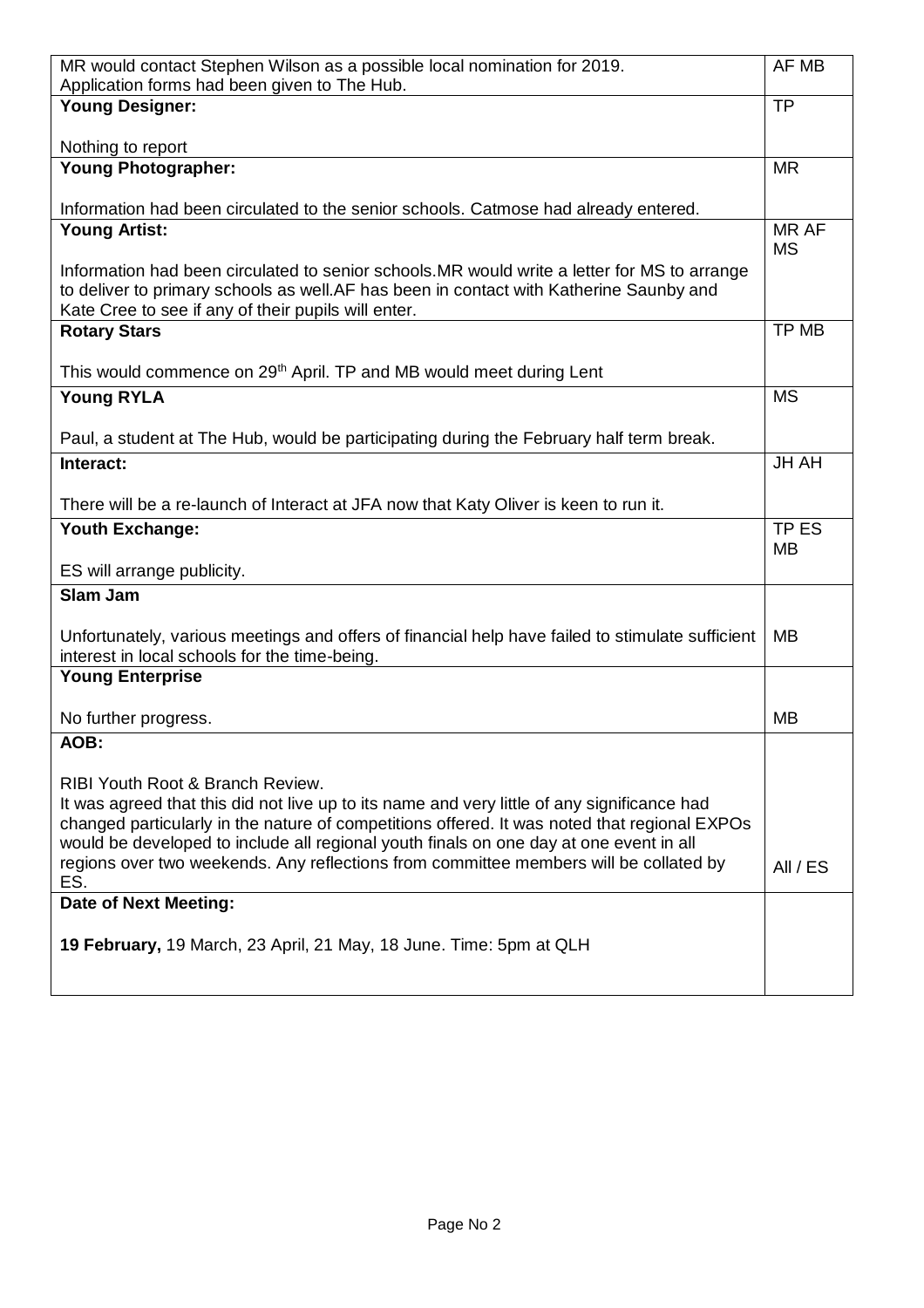| | |
|---|---|
| MR would contact Stephen Wilson as a possible local nomination for 2019. Application forms had been given to The Hub. | AF MB |
| **Young Designer:**<br><br>Nothing to report | TP |
| **Young Photographer:**<br><br>Information had been circulated to the senior schools. Catmose had already entered. | MR |
| **Young Artist:**<br><br>Information had been circulated to senior schools.MR would write a letter for MS to arrange to deliver to primary schools as well.AF has been in contact with Katherine Saunby and Kate Cree to see if any of their pupils will enter. | MR AF MS |
| **Rotary Stars**<br><br>This would commence on 29th April. TP and MB would meet during Lent | TP MB |
| **Young RYLA**<br><br>Paul, a student at The Hub, would be participating during the February half term break. | MS |
| **Interact:**<br><br>There will be a re-launch of Interact at JFA now that Katy Oliver is keen to run it. | JH AH |
| **Youth Exchange:**<br><br>ES will arrange publicity. | TP ES MB |
| **Slam Jam**<br><br>Unfortunately, various meetings and offers of financial help have failed to stimulate sufficient interest in local schools for the time-being. | MB |
| **Young Enterprise**<br><br>No further progress. | MB |
| **AOB:**<br><br>RIBI Youth Root & Branch Review.<br>It was agreed that this did not live up to its name and very little of any significance had changed particularly in the nature of competitions offered. It was noted that regional EXPOs would be developed to include all regional youth finals on one day at one event in all regions over two weekends. Any reflections from committee members will be collated by ES. | All / ES |
| **Date of Next Meeting:**<br><br>**19 February,** 19 March, 23 April, 21 May, 18 June. Time: 5pm at QLH | |